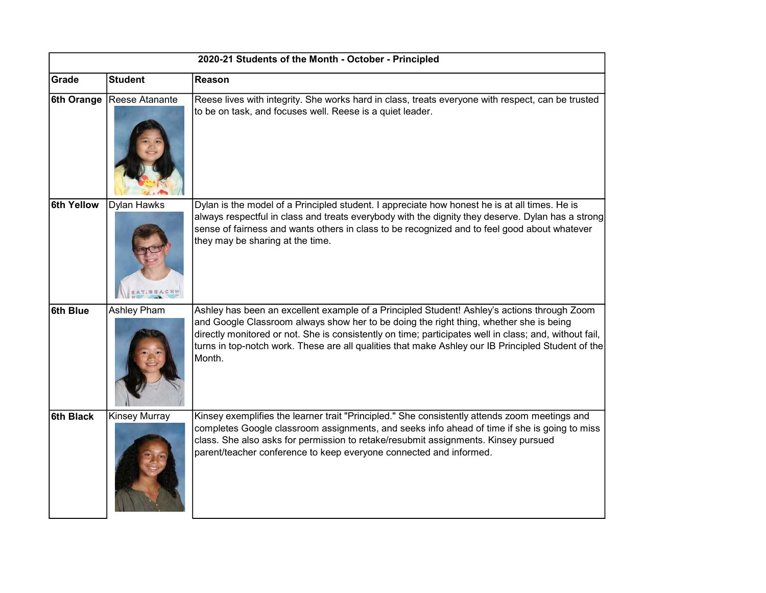| 2020-21 Students of the Month - October - Principled | | |
|---|---|---|
| **Grade** | **Student** | **Reason** |
| **6th Orange** | Reese Atanante | Reese lives with integrity. She works hard in class, treats everyone with respect, can be trusted to be on task, and focuses well. Reese is a quiet leader. |
| **6th Yellow** | Dylan Hawks | Dylan is the model of a Principled student. I appreciate how honest he is at all times. He is always respectful in class and treats everybody with the dignity they deserve. Dylan has a strong sense of fairness and wants others in class to be recognized and to feel good about whatever they may be sharing at the time. |
| **6th Blue** | Ashley Pham | Ashley has been an excellent example of a Principled Student! Ashley's actions through Zoom and Google Classroom always show her to be doing the right thing, whether she is being directly monitored or not. She is consistently on time; participates well in class; and, without fail, turns in top-notch work. These are all qualities that make Ashley our IB Principled Student of the Month. |
| **6th Black** | Kinsey Murray | Kinsey exemplifies the learner trait "Principled." She consistently attends zoom meetings and completes Google classroom assignments, and seeks info ahead of time if she is going to miss class. She also asks for permission to retake/resubmit assignments. Kinsey pursued parent/teacher conference to keep everyone connected and informed. |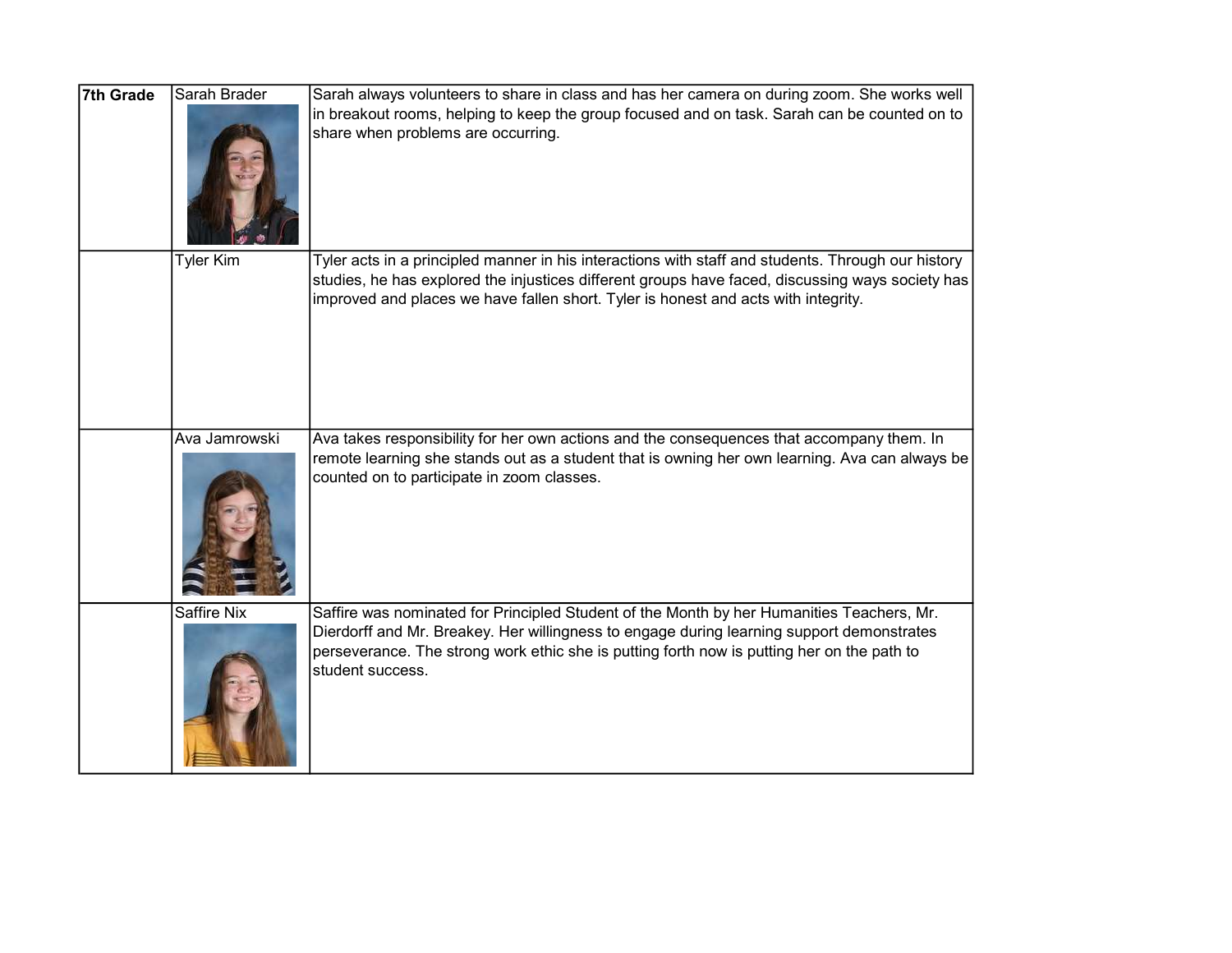| 7th Grade | Sarah Brader | Sarah always volunteers to share in class and has her camera on during zoom. She works well in breakout rooms, helping to keep the group focused and on task. Sarah can be counted on to share when problems are occurring. |
|---|---|---|
| | Tyler Kim | Tyler acts in a principled manner in his interactions with staff and students. Through our history studies, he has explored the injustices different groups have faced, discussing ways society has improved and places we have fallen short. Tyler is honest and acts with integrity. |
| | Ava Jamrowski | Ava takes responsibility for her own actions and the consequences that accompany them. In remote learning she stands out as a student that is owning her own learning. Ava can always be counted on to participate in zoom classes. |
| | Saffire Nix | Saffire was nominated for Principled Student of the Month by her Humanities Teachers, Mr. Dierdorff and Mr. Breakey. Her willingness to engage during learning support demonstrates perseverance. The strong work ethic she is putting forth now is putting her on the path to student success. |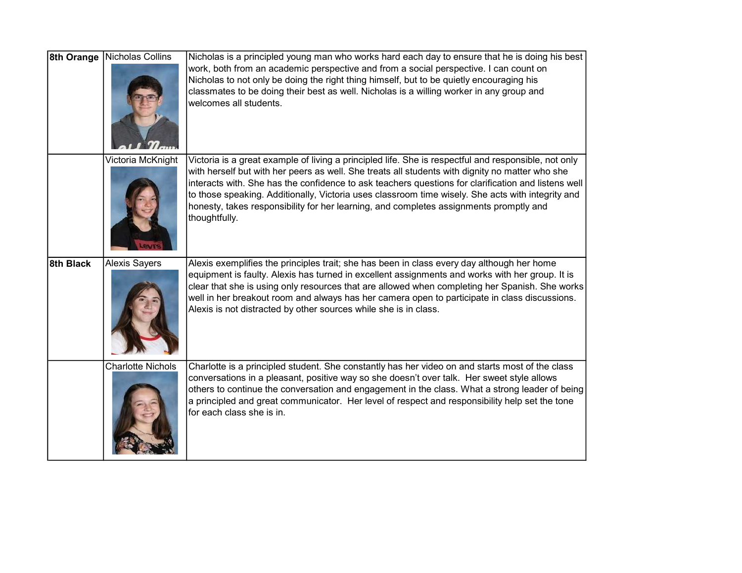| | | |
|---|---|---|
| **8th Orange** | Nicholas Collins | Nicholas is a principled young man who works hard each day to ensure that he is doing his best work, both from an academic perspective and from a social perspective. I can count on Nicholas to not only be doing the right thing himself, but to be quietly encouraging his classmates to be doing their best as well. Nicholas is a willing worker in any group and welcomes all students. |
| | Victoria McKnight | Victoria is a great example of living a principled life. She is respectful and responsible, not only with herself but with her peers as well. She treats all students with dignity no matter who she interacts with. She has the confidence to ask teachers questions for clarification and listens well to those speaking. Additionally, Victoria uses classroom time wisely. She acts with integrity and honesty, takes responsibility for her learning, and completes assignments promptly and thoughtfully. |
| **8th Black** | Alexis Sayers | Alexis exemplifies the principles trait; she has been in class every day although her home equipment is faulty. Alexis has turned in excellent assignments and works with her group. It is clear that she is using only resources that are allowed when completing her Spanish. She works well in her breakout room and always has her camera open to participate in class discussions. Alexis is not distracted by other sources while she is in class. |
| | Charlotte Nichols | Charlotte is a principled student. She constantly has her video on and starts most of the class conversations in a pleasant, positive way so she doesn't over talk. Her sweet style allows others to continue the conversation and engagement in the class. What a strong leader of being a principled and great communicator. Her level of respect and responsibility help set the tone for each class she is in. |